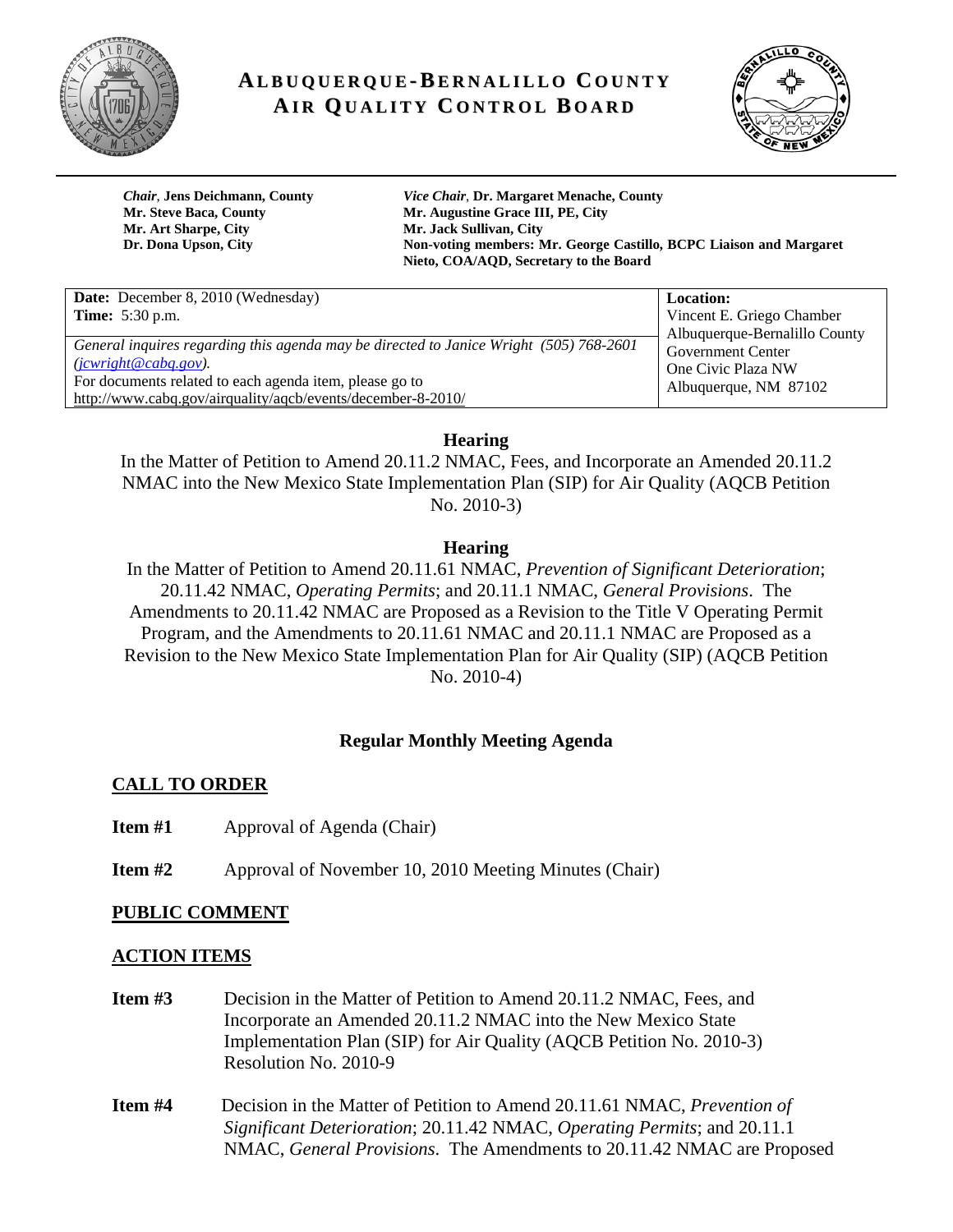# ALBUQUERQUE-BERNALILLO COUNTY AIR QUALITY CONTROL BOARD

***Chair*, Jens Deichmann, County**
**Mr. Steve Baca, County**
**Mr. Art Sharpe, City**
**Dr. Dona Upson, City**

***Vice Chair*, Dr. Margaret Menache, County**
**Mr. Augustine Grace III, PE, City**
**Mr. Jack Sullivan, City**
**Non-voting members: Mr. George Castillo, BCPC Liaison and Margaret Nieto, COA/AQD, Secretary to the Board**

| **Date:** December 8, 2010 (Wednesday)<br>**Time:** 5:30 p.m. | **Location:**<br>Vincent E. Griego Chamber<br>Albuquerque-Bernalillo County Government Center<br>One Civic Plaza NW<br>Albuquerque, NM 87102 |
|---|---|
| *General inquires regarding this agenda may be directed to Janice Wright (505) 768-2601 (jcwright@cabq.gov).*<br>For documents related to each agenda item, please go to http://www.cabq.gov/airquality/aqcb/events/december-8-2010/ | |

## Hearing

In the Matter of Petition to Amend 20.11.2 NMAC, Fees, and Incorporate an Amended 20.11.2 NMAC into the New Mexico State Implementation Plan (SIP) for Air Quality (AQCB Petition No. 2010-3)

## Hearing

In the Matter of Petition to Amend 20.11.61 NMAC, *Prevention of Significant Deterioration*; 20.11.42 NMAC, *Operating Permits*; and 20.11.1 NMAC, *General Provisions*. The Amendments to 20.11.42 NMAC are Proposed as a Revision to the Title V Operating Permit Program, and the Amendments to 20.11.61 NMAC and 20.11.1 NMAC are Proposed as a Revision to the New Mexico State Implementation Plan for Air Quality (SIP) (AQCB Petition No. 2010-4)

## Regular Monthly Meeting Agenda

### CALL TO ORDER

**Item #1** Approval of Agenda (Chair)

**Item #2** Approval of November 10, 2010 Meeting Minutes (Chair)

### PUBLIC COMMENT

### ACTION ITEMS

**Item #3** Decision in the Matter of Petition to Amend 20.11.2 NMAC, Fees, and Incorporate an Amended 20.11.2 NMAC into the New Mexico State Implementation Plan (SIP) for Air Quality (AQCB Petition No. 2010-3) Resolution No. 2010-9

**Item #4** Decision in the Matter of Petition to Amend 20.11.61 NMAC, *Prevention of Significant Deterioration*; 20.11.42 NMAC, *Operating Permits*; and 20.11.1 NMAC, *General Provisions*. The Amendments to 20.11.42 NMAC are Proposed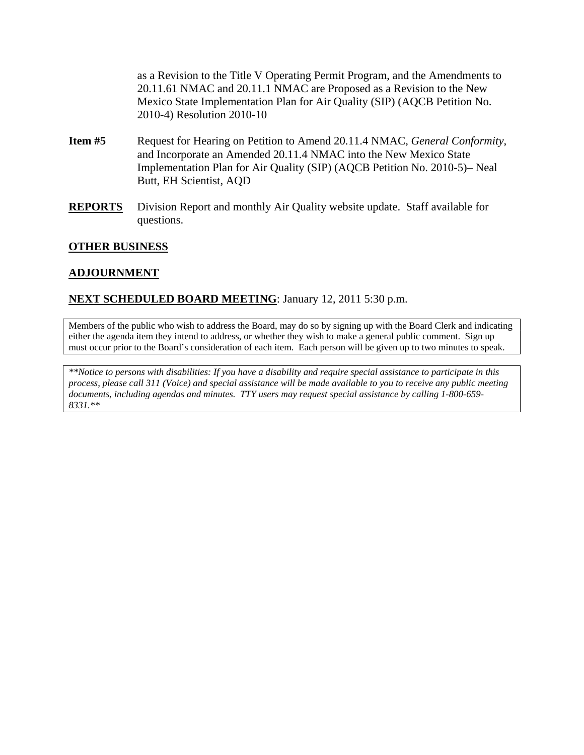as a Revision to the Title V Operating Permit Program, and the Amendments to 20.11.61 NMAC and 20.11.1 NMAC are Proposed as a Revision to the New Mexico State Implementation Plan for Air Quality (SIP) (AQCB Petition No. 2010-4) Resolution 2010-10

**Item #5** Request for Hearing on Petition to Amend 20.11.4 NMAC, *General Conformity*, and Incorporate an Amended 20.11.4 NMAC into the New Mexico State Implementation Plan for Air Quality (SIP) (AQCB Petition No. 2010-5)– Neal Butt, EH Scientist, AQD

**REPORTS** Division Report and monthly Air Quality website update. Staff available for questions.

**OTHER BUSINESS**

**ADJOURNMENT**

**NEXT SCHEDULED BOARD MEETING**: January 12, 2011 5:30 p.m.

Members of the public who wish to address the Board, may do so by signing up with the Board Clerk and indicating either the agenda item they intend to address, or whether they wish to make a general public comment. Sign up must occur prior to the Board's consideration of each item. Each person will be given up to two minutes to speak.

*\*\*Notice to persons with disabilities: If you have a disability and require special assistance to participate in this process, please call 311 (Voice) and special assistance will be made available to you to receive any public meeting documents, including agendas and minutes. TTY users may request special assistance by calling 1-800-659-8331.\*\**